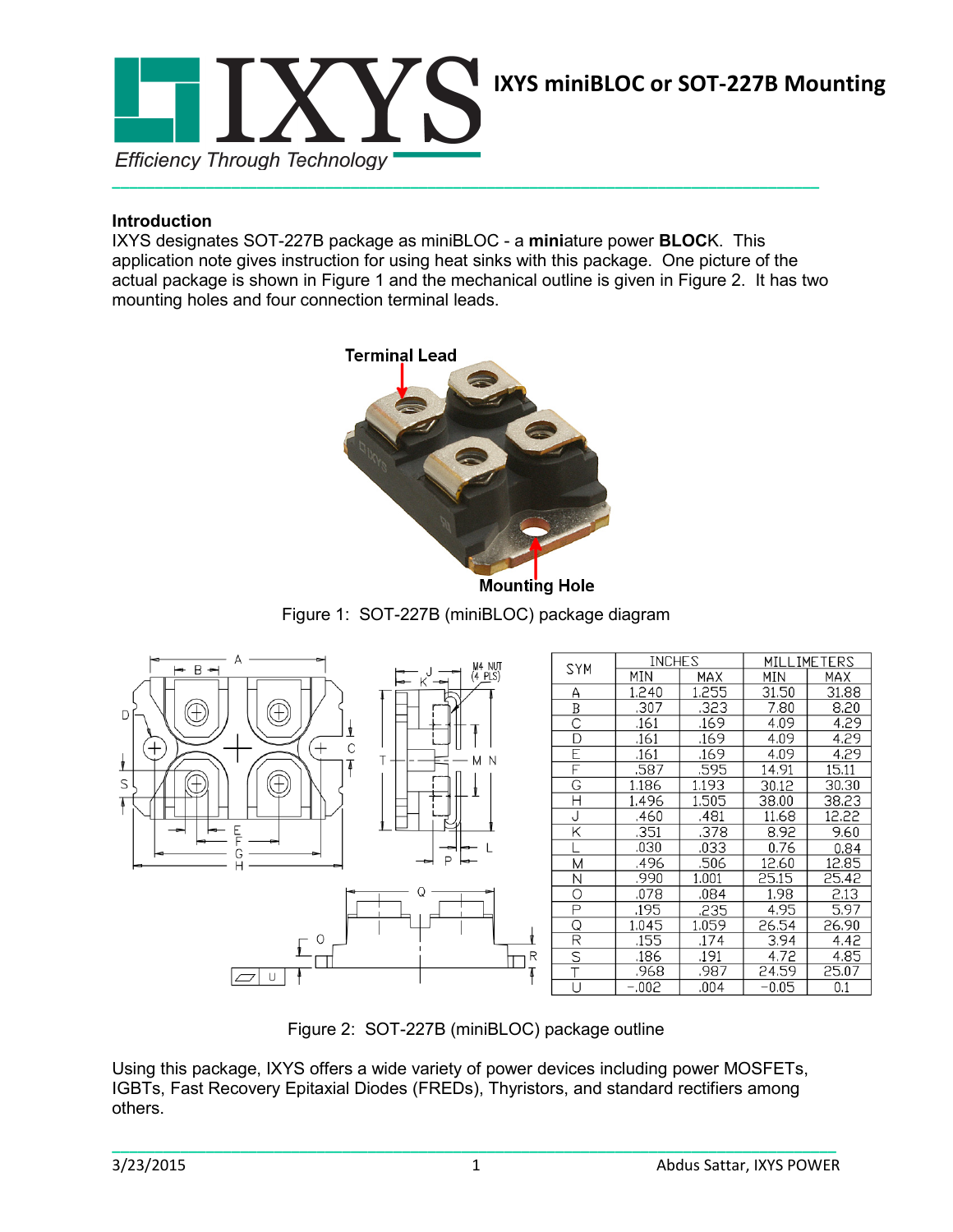# IXYS miniBLOC or SOT-227B Mounting

## Introduction

IXYS designates SOT-227B package as miniBLOC - a **mini**ature power **BLOC**K. This application note gives instruction for using heat sinks with this package. One picture of the actual package is shown in Figure 1 and the mechanical outline is given in Figure 2. It has two mounting holes and four connection terminal leads.

Figure 1: SOT-227B (miniBLOC) package diagram

| SYM | INCHES | | MILLIMETERS | |
|---|---|---|---|---|
| | MIN | MAX | MIN | MAX |
| A | 1.240 | 1.255 | 31.50 | 31.88 |
| B | .307 | .323 | 7.80 | 8.20 |
| C | .161 | .169 | 4.09 | 4.29 |
| D | .161 | .169 | 4.09 | 4.29 |
| E | .161 | .169 | 4.09 | 4.29 |
| F | .587 | .595 | 14.91 | 15.11 |
| G | 1.186 | 1.193 | 30.12 | 30.30 |
| H | 1.496 | 1.505 | 38.00 | 38.23 |
| J | .460 | .481 | 11.68 | 12.22 |
| K | .351 | .378 | 8.92 | 9.60 |
| L | .030 | .033 | 0.76 | 0.84 |
| M | .496 | .506 | 12.60 | 12.85 |
| N | .990 | 1.001 | 25.15 | 25.42 |
| O | .078 | .084 | 1.98 | 2.13 |
| P | .195 | .235 | 4.95 | 5.97 |
| Q | 1.045 | 1.059 | 26.54 | 26.90 |
| R | .155 | .174 | 3.94 | 4.42 |
| S | .186 | .191 | 4.72 | 4.85 |
| T | .968 | .987 | 24.59 | 25.07 |
| U | -.002 | .004 | -0.05 | 0.1 |

Figure 2: SOT-227B (miniBLOC) package outline

Using this package, IXYS offers a wide variety of power devices including power MOSFETs, IGBTs, Fast Recovery Epitaxial Diodes (FREDs), Thyristors, and standard rectifiers among others.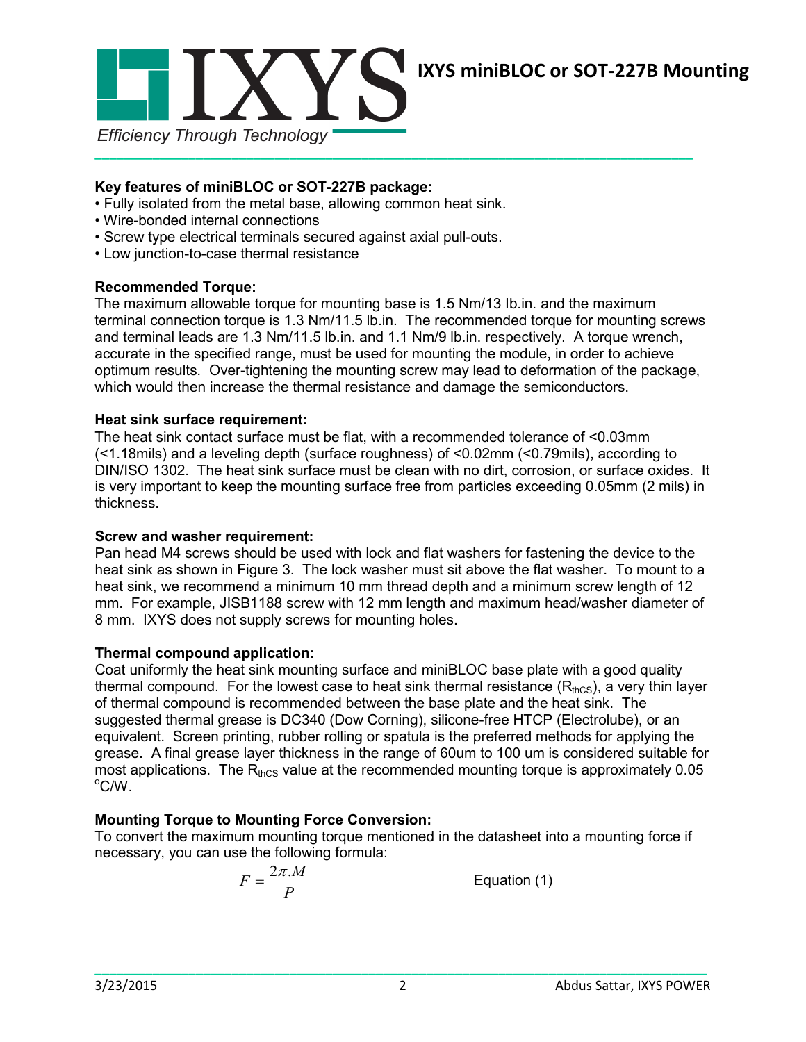**Key features of miniBLOC or SOT-227B package:**

- Fully isolated from the metal base, allowing common heat sink.
- Wire-bonded internal connections
- Screw type electrical terminals secured against axial pull-outs.
- Low junction-to-case thermal resistance

**Recommended Torque:**

The maximum allowable torque for mounting base is 1.5 Nm/13 lb.in. and the maximum terminal connection torque is 1.3 Nm/11.5 lb.in. The recommended torque for mounting screws and terminal leads are 1.3 Nm/11.5 lb.in. and 1.1 Nm/9 lb.in. respectively. A torque wrench, accurate in the specified range, must be used for mounting the module, in order to achieve optimum results. Over-tightening the mounting screw may lead to deformation of the package, which would then increase the thermal resistance and damage the semiconductors.

**Heat sink surface requirement:**

The heat sink contact surface must be flat, with a recommended tolerance of <0.03mm (<1.18mils) and a leveling depth (surface roughness) of <0.02mm (<0.79mils), according to DIN/ISO 1302. The heat sink surface must be clean with no dirt, corrosion, or surface oxides. It is very important to keep the mounting surface free from particles exceeding 0.05mm (2 mils) in thickness.

**Screw and washer requirement:**

Pan head M4 screws should be used with lock and flat washers for fastening the device to the heat sink as shown in Figure 3. The lock washer must sit above the flat washer. To mount to a heat sink, we recommend a minimum 10 mm thread depth and a minimum screw length of 12 mm. For example, JISB1188 screw with 12 mm length and maximum head/washer diameter of 8 mm. IXYS does not supply screws for mounting holes.

**Thermal compound application:**

Coat uniformly the heat sink mounting surface and miniBLOC base plate with a good quality thermal compound. For the lowest case to heat sink thermal resistance ($R_{thCS}$), a very thin layer of thermal compound is recommended between the base plate and the heat sink. The suggested thermal grease is DC340 (Dow Corning), silicone-free HTCP (Electrolube), or an equivalent. Screen printing, rubber rolling or spatula is the preferred methods for applying the grease. A final grease layer thickness in the range of 60um to 100 um is considered suitable for most applications. The $R_{thCS}$ value at the recommended mounting torque is approximately 0.05 $^{o}$C/W.

**Mounting Torque to Mounting Force Conversion:**

To convert the maximum mounting torque mentioned in the datasheet into a mounting force if necessary, you can use the following formula:

$$F = \frac{2\pi . M}{P} \qquad \text{Equation (1)}$$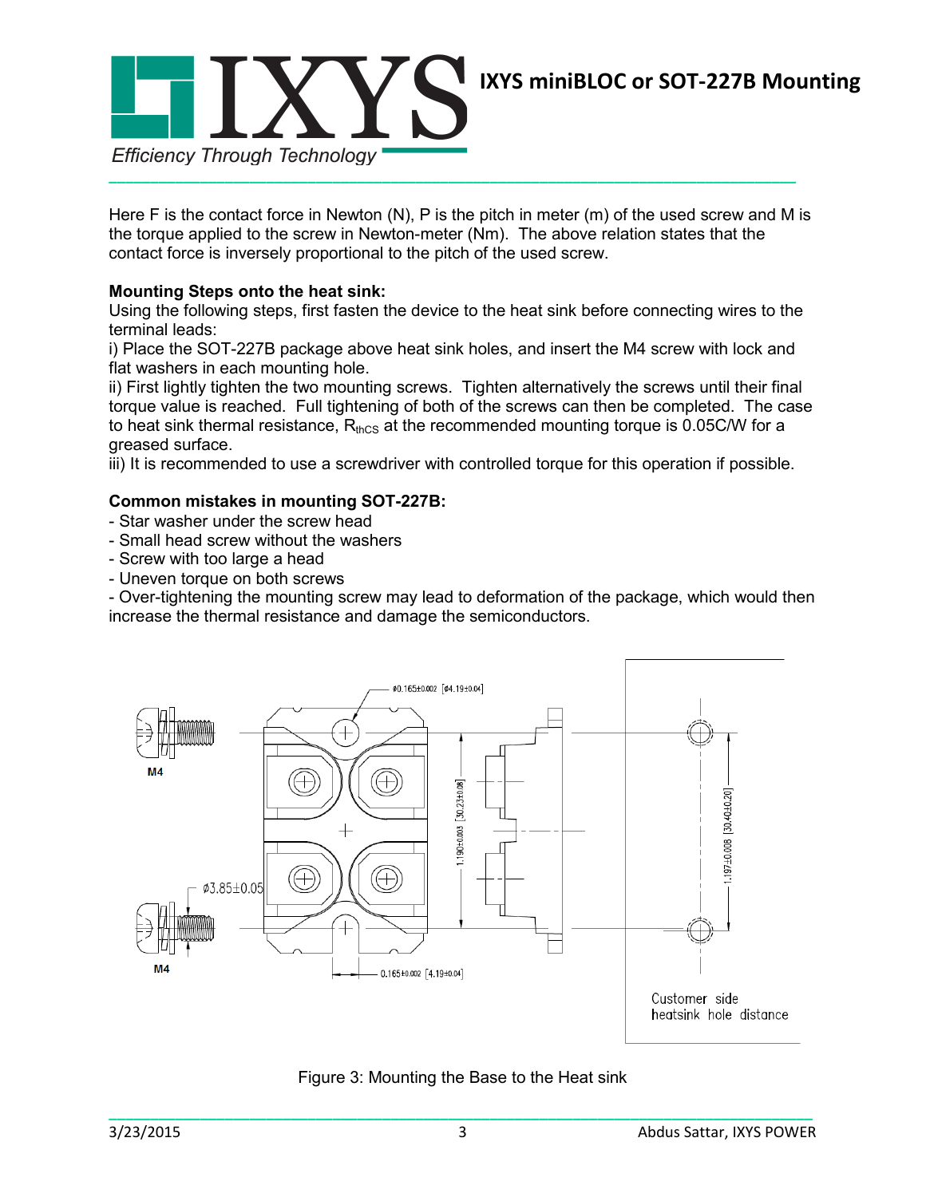Here F is the contact force in Newton (N), P is the pitch in meter (m) of the used screw and M is the torque applied to the screw in Newton-meter (Nm). The above relation states that the contact force is inversely proportional to the pitch of the used screw.

**Mounting Steps onto the heat sink:**
Using the following steps, first fasten the device to the heat sink before connecting wires to the terminal leads:
i) Place the SOT-227B package above heat sink holes, and insert the M4 screw with lock and flat washers in each mounting hole.
ii) First lightly tighten the two mounting screws. Tighten alternatively the screws until their final torque value is reached. Full tightening of both of the screws can then be completed. The case to heat sink thermal resistance, $R_{thCS}$ at the recommended mounting torque is 0.05C/W for a greased surface.
iii) It is recommended to use a screwdriver with controlled torque for this operation if possible.

**Common mistakes in mounting SOT-227B:**
- Star washer under the screw head
- Small head screw without the washers
- Screw with too large a head
- Uneven torque on both screws
- Over-tightening the mounting screw may lead to deformation of the package, which would then increase the thermal resistance and damage the semiconductors.

Figure 3: Mounting the Base to the Heat sink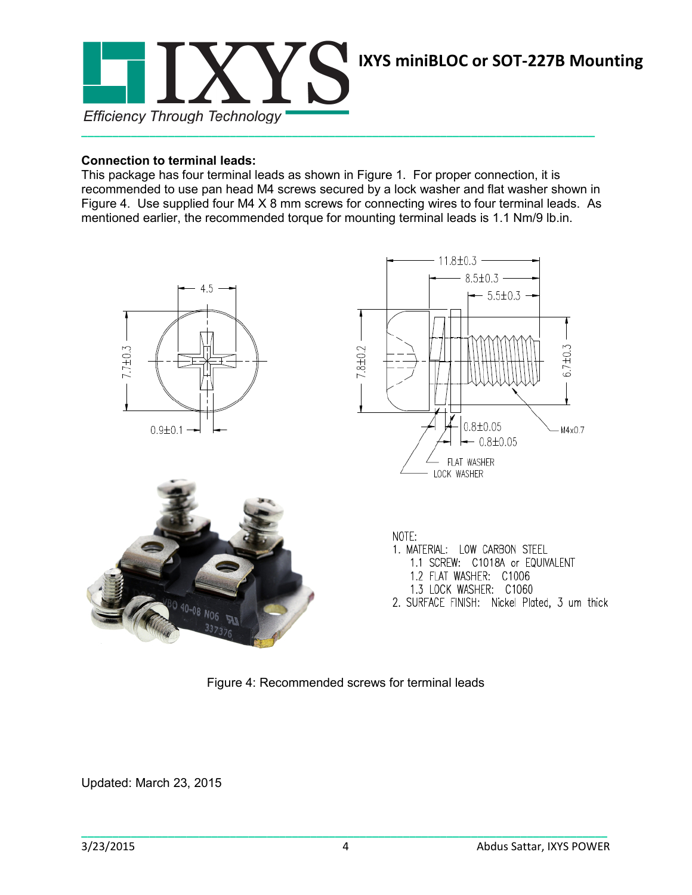**Connection to terminal leads:**
This package has four terminal leads as shown in Figure 1. For proper connection, it is recommended to use pan head M4 screws secured by a lock washer and flat washer shown in Figure 4. Use supplied four M4 X 8 mm screws for connecting wires to four terminal leads. As mentioned earlier, the recommended torque for mounting terminal leads is 1.1 Nm/9 lb.in.

4.5

7.7±0.3

0.9±0.1

11.8±0.3

8.5±0.3

5.5±0.3

7.8±0.2

6.7±0.3

0.8±0.05

0.8±0.05

M4x0.7

FLAT WASHER

LOCK WASHER

NOTE:
1. MATERIAL: LOW CARBON STEEL
   1.1 SCREW: C1018A or EQUIVALENT
   1.2 FLAT WASHER: C1006
   1.3 LOCK WASHER: C1060
2. SURFACE FINISH: Nickel Plated, 3 um thick

Figure 4: Recommended screws for terminal leads

Updated: March 23, 2015